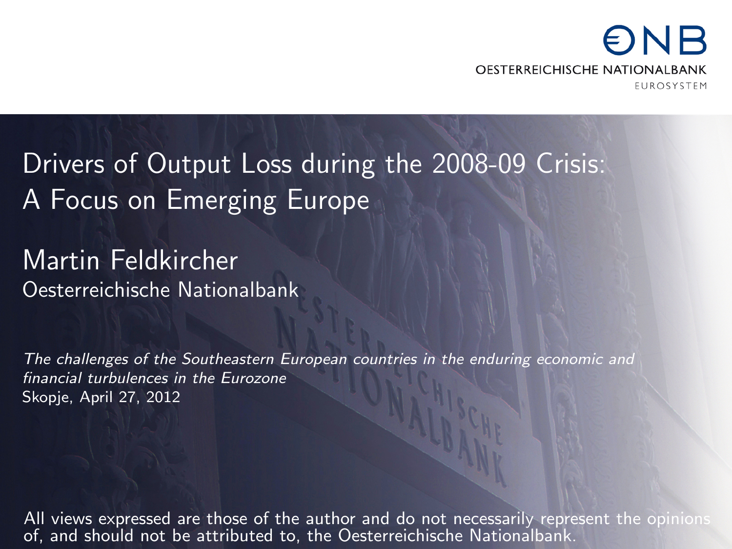# Drivers of Output Loss during the 2008-09 Crisis: A Focus on Emerging Europe

Martin Feldkircher
Oesterreichische Nationalbank

*The challenges of the Southeastern European countries in the enduring economic and financial turbulences in the Eurozone*
Skopje, April 27, 2012

All views expressed are those of the author and do not necessarily represent the opinions of, and should not be attributed to, the Oesterreichische Nationalbank.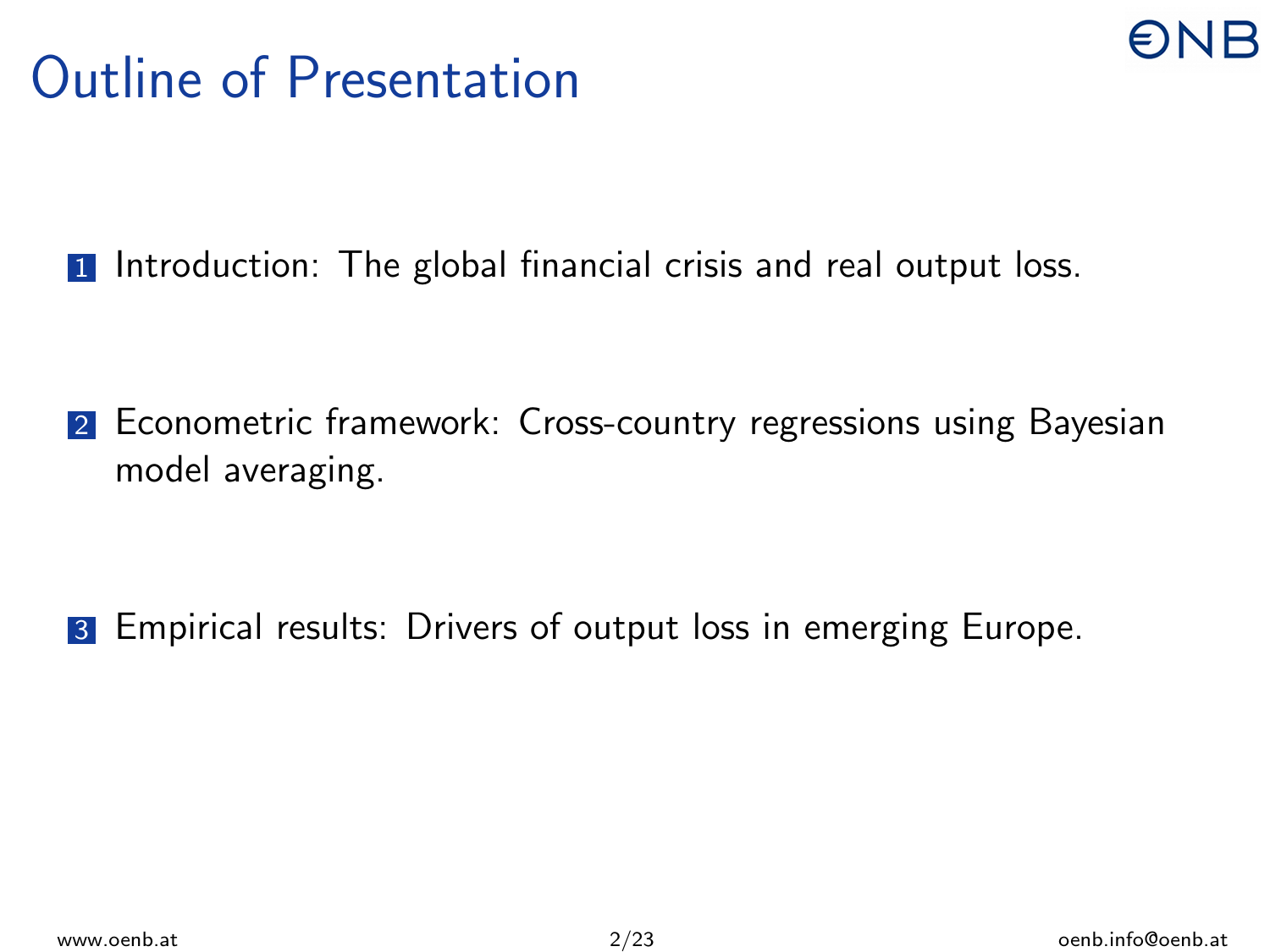# Outline of Presentation

1. Introduction: The global financial crisis and real output loss.

2. Econometric framework: Cross-country regressions using Bayesian model averaging.

3. Empirical results: Drivers of output loss in emerging Europe.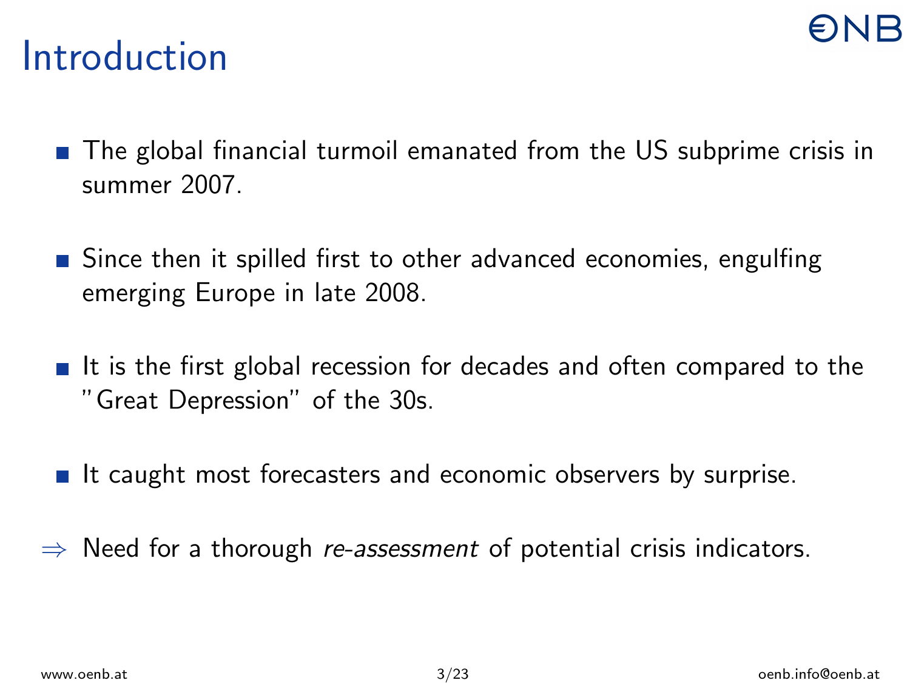# Introduction

- The global financial turmoil emanated from the US subprime crisis in summer 2007.
- Since then it spilled first to other advanced economies, engulfing emerging Europe in late 2008.
- It is the first global recession for decades and often compared to the "Great Depression" of the 30s.
- It caught most forecasters and economic observers by surprise.

⇒ Need for a thorough *re-assessment* of potential crisis indicators.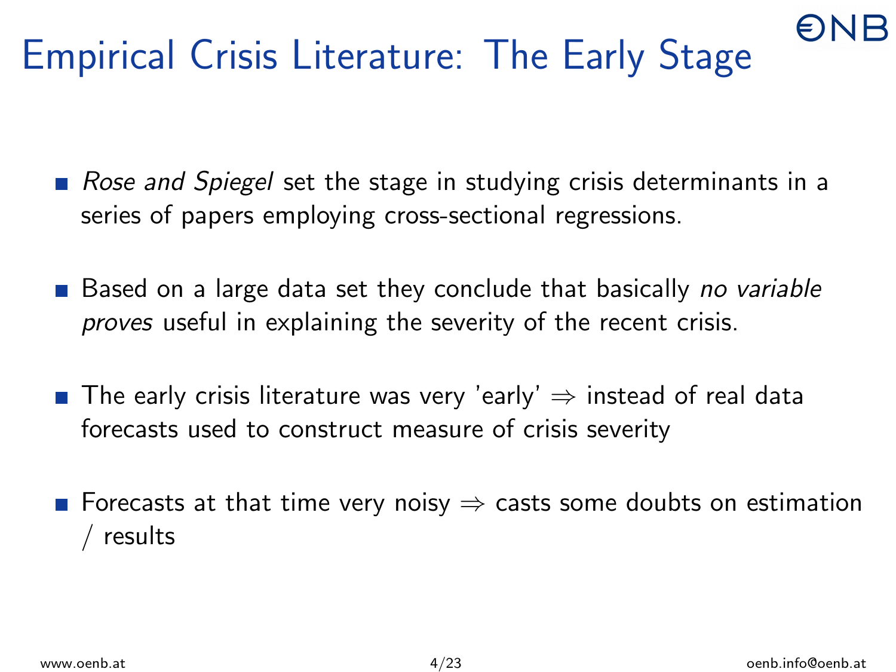# Empirical Crisis Literature: The Early Stage

- *Rose and Spiegel* set the stage in studying crisis determinants in a series of papers employing cross-sectional regressions.
- Based on a large data set they conclude that basically *no variable proves* useful in explaining the severity of the recent crisis.
- The early crisis literature was very 'early' $\Rightarrow$ instead of real data forecasts used to construct measure of crisis severity
- Forecasts at that time very noisy $\Rightarrow$ casts some doubts on estimation / results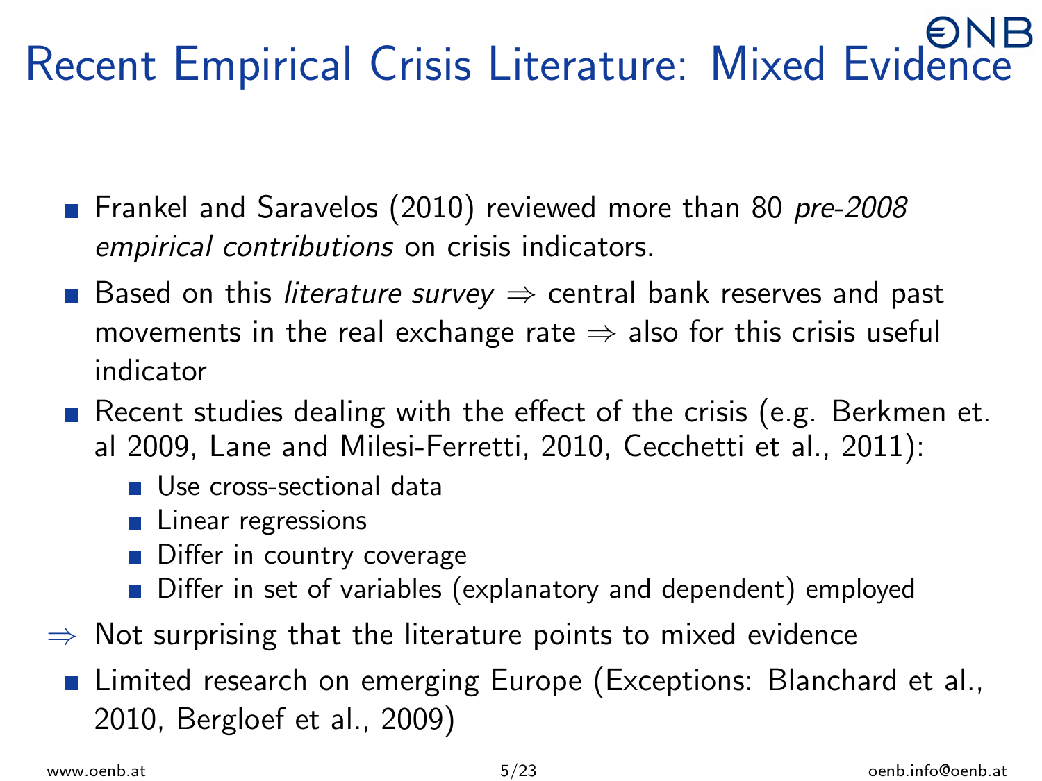# Recent Empirical Crisis Literature: Mixed Evidence

- Frankel and Saravelos (2010) reviewed more than 80 *pre-2008 empirical contributions* on crisis indicators.
- Based on this *literature survey* ⇒ central bank reserves and past movements in the real exchange rate ⇒ also for this crisis useful indicator
- Recent studies dealing with the effect of the crisis (e.g. Berkmen et. al 2009, Lane and Milesi-Ferretti, 2010, Cecchetti et al., 2011):
  - Use cross-sectional data
  - Linear regressions
  - Differ in country coverage
  - Differ in set of variables (explanatory and dependent) employed

⇒ Not surprising that the literature points to mixed evidence

- Limited research on emerging Europe (Exceptions: Blanchard et al., 2010, Bergloef et al., 2009)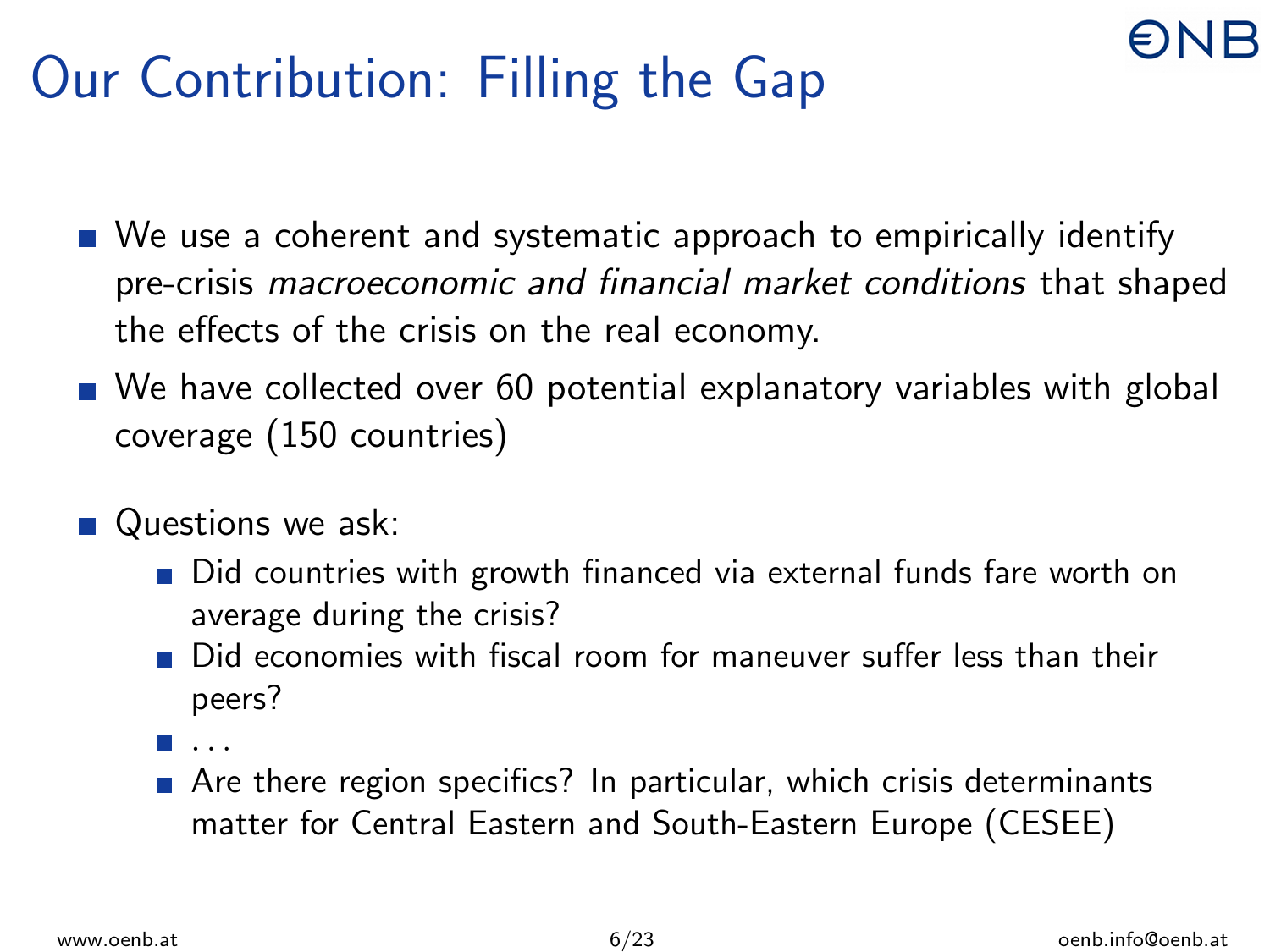# Our Contribution: Filling the Gap

- We use a coherent and systematic approach to empirically identify pre-crisis *macroeconomic and financial market conditions* that shaped the effects of the crisis on the real economy.
- We have collected over 60 potential explanatory variables with global coverage (150 countries)
- Questions we ask:
  - Did countries with growth financed via external funds fare worth on average during the crisis?
  - Did economies with fiscal room for maneuver suffer less than their peers?
  - ...
  - Are there region specifics? In particular, which crisis determinants matter for Central Eastern and South-Eastern Europe (CESEE)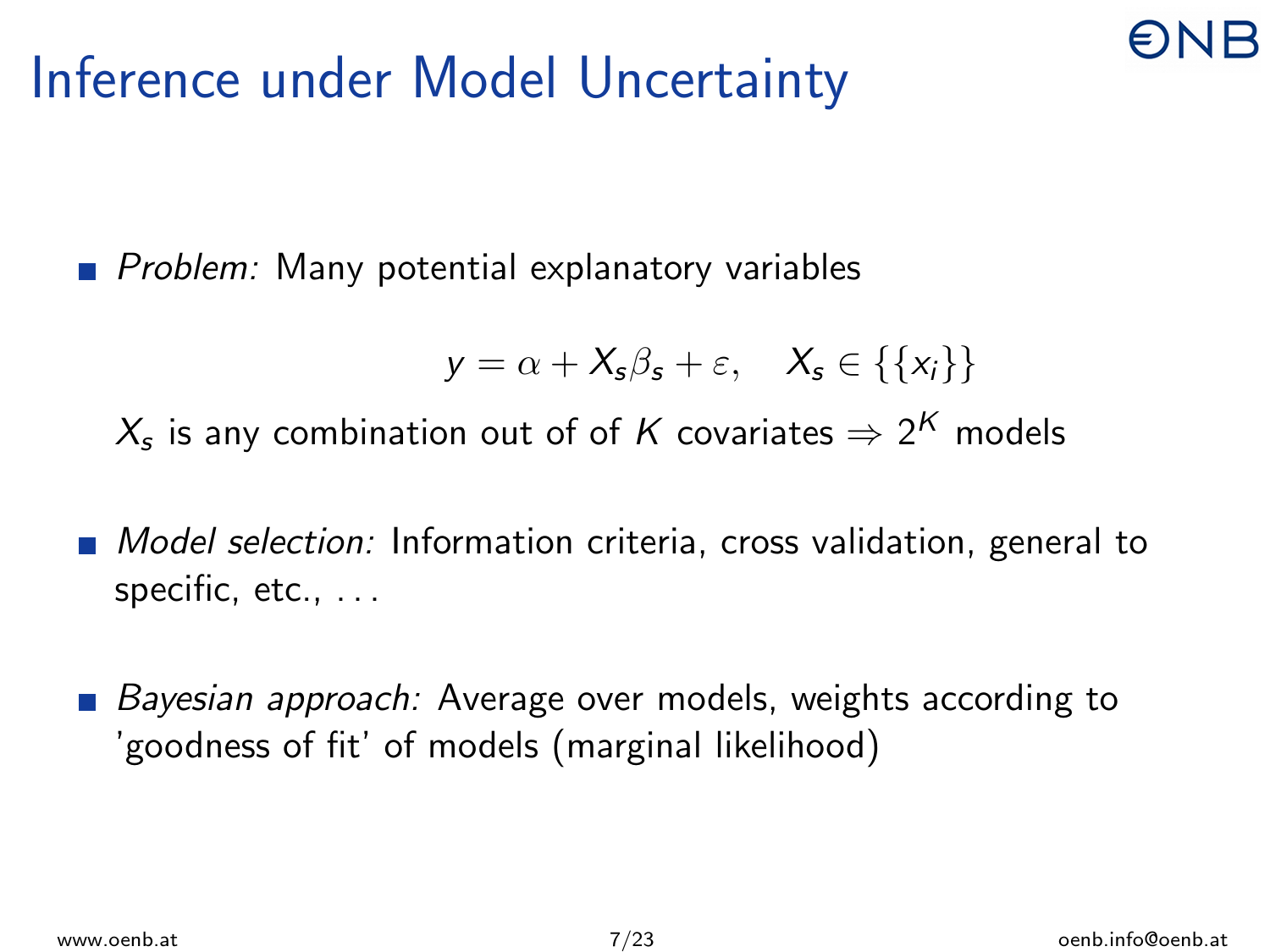# Inference under Model Uncertainty

- *Problem:* Many potential explanatory variables

$$y = \alpha + X_s \beta_s + \varepsilon, \quad X_s \in \{\{x_i\}\}$$

  $X_s$ is any combination out of of $K$ covariates $\Rightarrow 2^K$ models

- *Model selection:* Information criteria, cross validation, general to specific, etc., ...

- *Bayesian approach:* Average over models, weights according to 'goodness of fit' of models (marginal likelihood)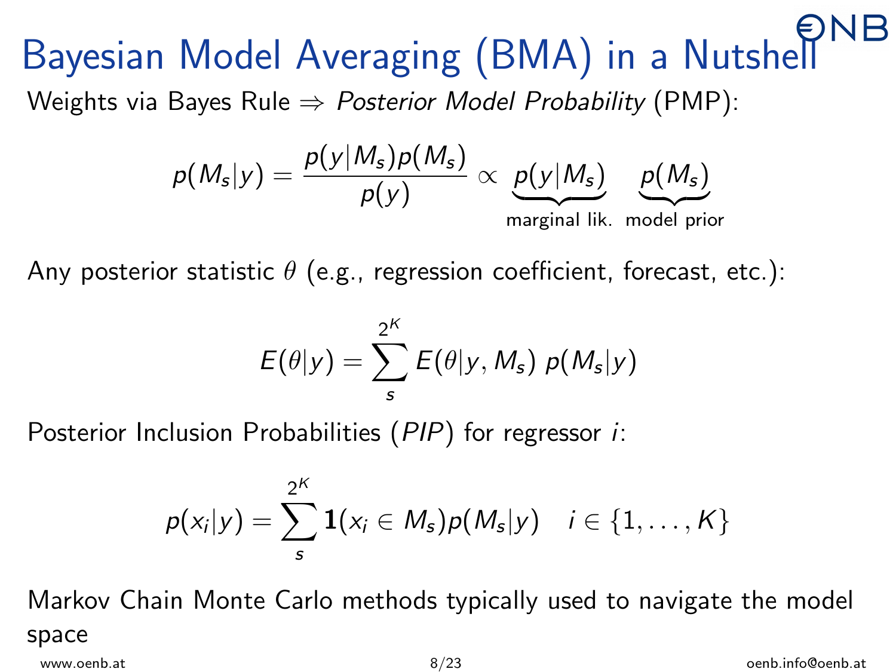# Bayesian Model Averaging (BMA) in a Nutshell

Weights via Bayes Rule ⇒ *Posterior Model Probability* (PMP):

$$p(M_s|y) = \frac{p(y|M_s)p(M_s)}{p(y)} \propto \underbrace{p(y|M_s)}_{\text{marginal lik.}} \underbrace{p(M_s)}_{\text{model prior}}$$

Any posterior statistic $\theta$ (e.g., regression coefficient, forecast, etc.):

$$E(\theta|y) = \sum_{s}^{2^K} E(\theta|y, M_s)\, p(M_s|y)$$

Posterior Inclusion Probabilities (*PIP*) for regressor $i$:

$$p(x_i|y) = \sum_{s}^{2^K} \mathbf{1}(x_i \in M_s) p(M_s|y) \quad i \in \{1, \ldots, K\}$$

Markov Chain Monte Carlo methods typically used to navigate the model space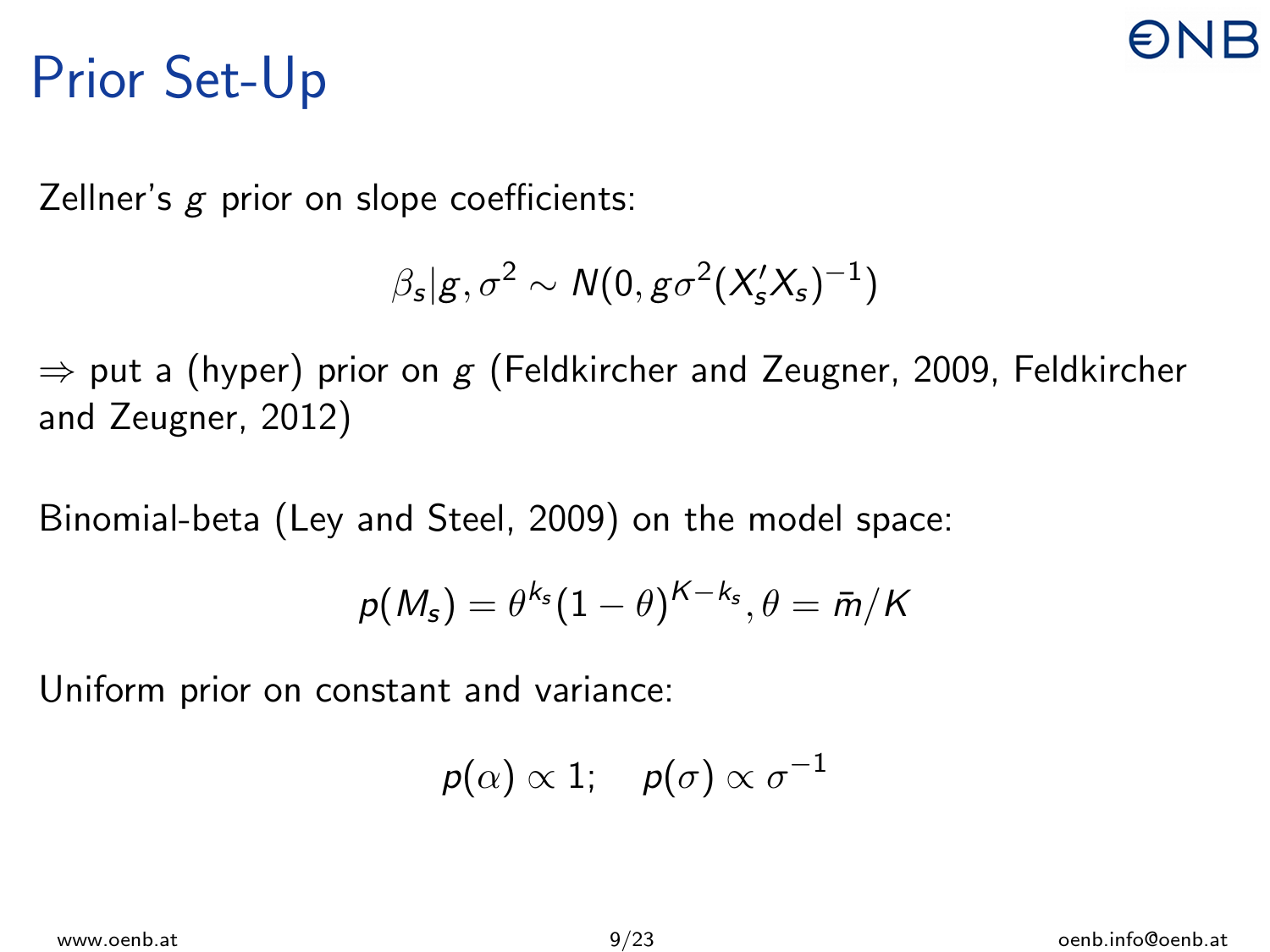# Prior Set-Up

Zellner's $g$ prior on slope coefficients:

$$\beta_s | g, \sigma^2 \sim N(0, g\sigma^2 (X_s' X_s)^{-1})$$

$\Rightarrow$ put a (hyper) prior on $g$ (Feldkircher and Zeugner, 2009, Feldkircher and Zeugner, 2012)

Binomial-beta (Ley and Steel, 2009) on the model space:

$$p(M_s) = \theta^{k_s}(1-\theta)^{K-k_s}, \theta = \bar{m}/K$$

Uniform prior on constant and variance:

$$p(\alpha) \propto 1; \quad p(\sigma) \propto \sigma^{-1}$$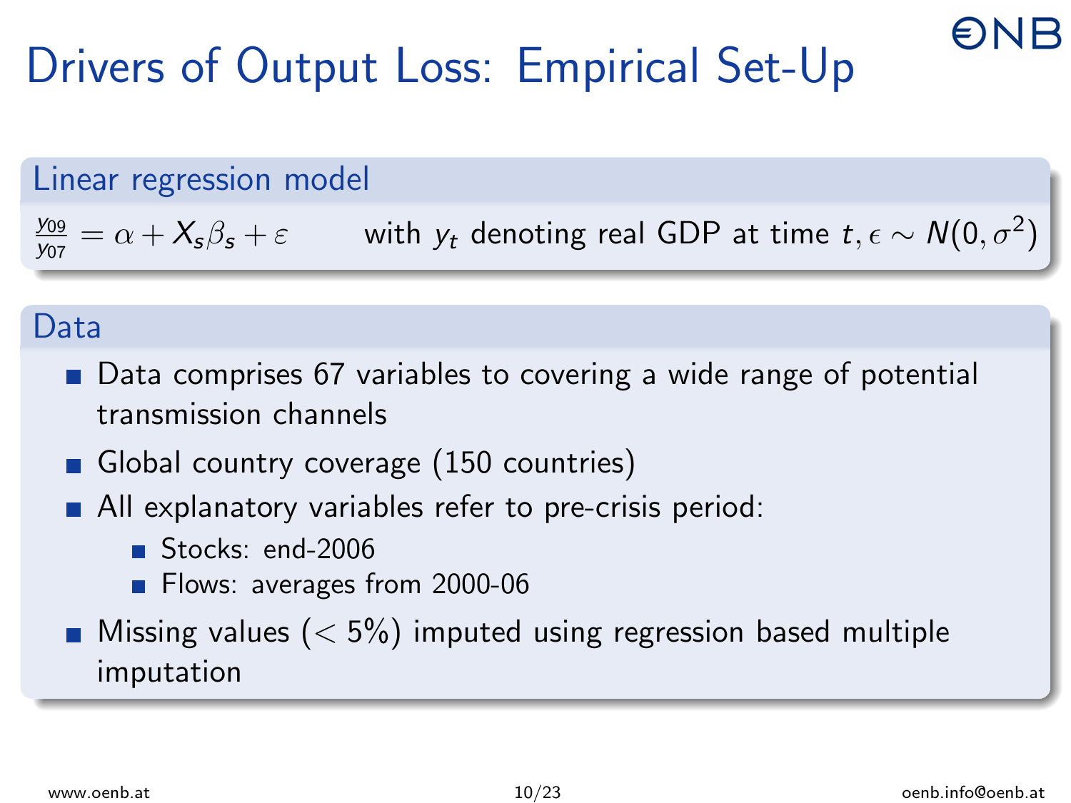# Drivers of Output Loss: Empirical Set-Up

## Linear regression model

$\frac{y_{09}}{y_{07}} = \alpha + X_s\beta_s + \varepsilon$ with $y_t$ denoting real GDP at time $t, \epsilon \sim N(0, \sigma^2)$

## Data

- Data comprises 67 variables to covering a wide range of potential transmission channels
- Global country coverage (150 countries)
- All explanatory variables refer to pre-crisis period:
  - Stocks: end-2006
  - Flows: averages from 2000-06
- Missing values ($< 5\%$) imputed using regression based multiple imputation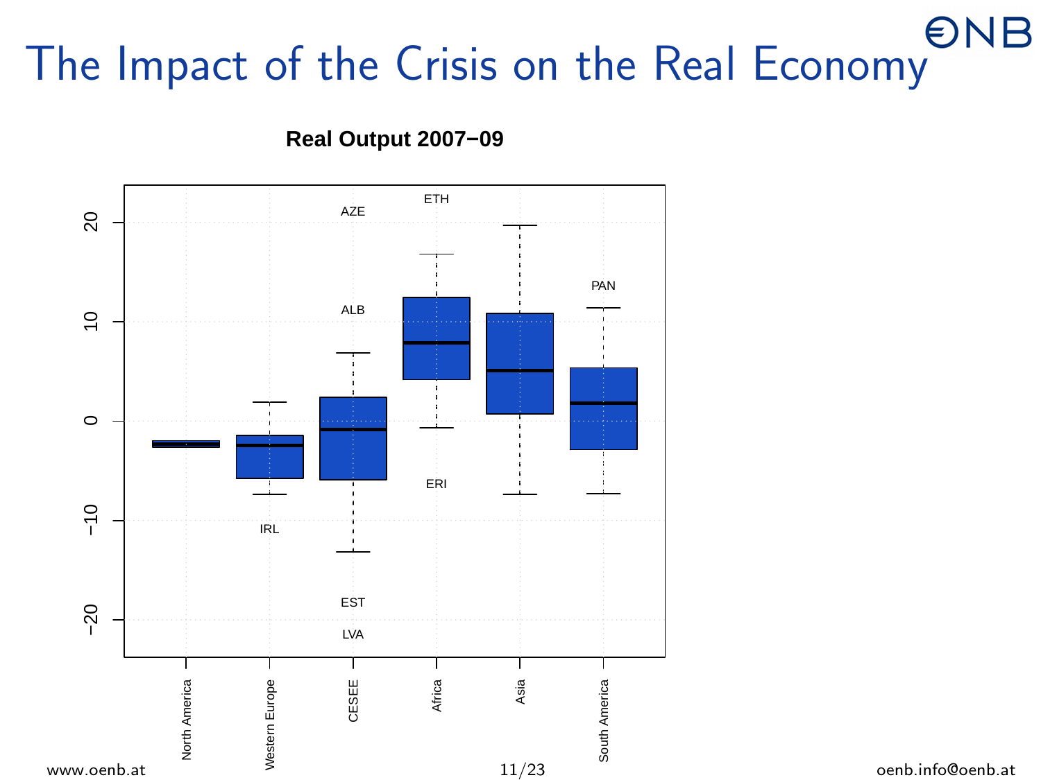# The Impact of the Crisis on the Real Economy

**Real Output 2007–09**

North America, Western Europe, CESEE, Africa, Asia, South America

AZE, ETH, ALB, PAN, ERI, IRL, EST, LVA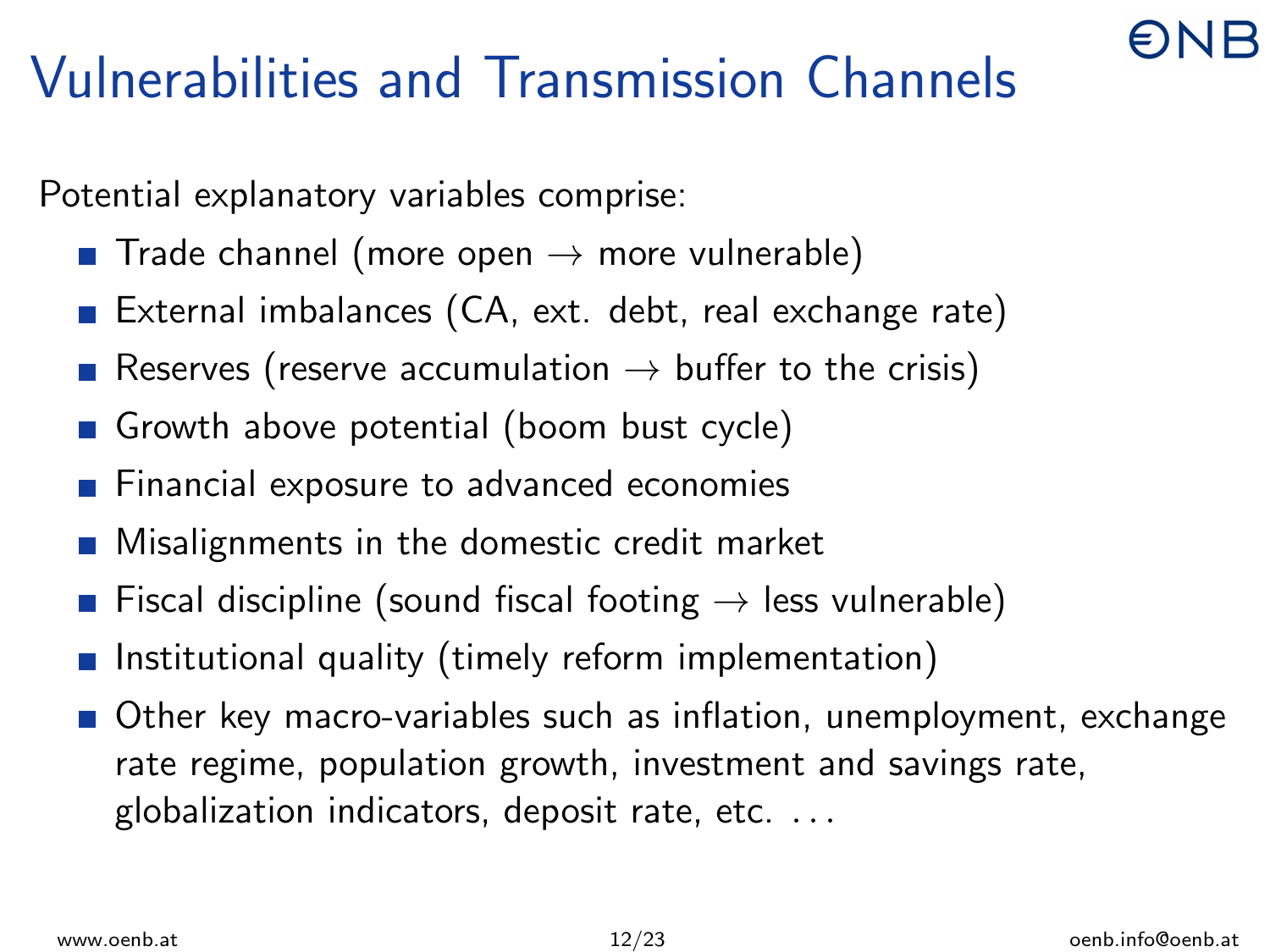# Vulnerabilities and Transmission Channels

Potential explanatory variables comprise:

- Trade channel (more open → more vulnerable)
- External imbalances (CA, ext. debt, real exchange rate)
- Reserves (reserve accumulation → buffer to the crisis)
- Growth above potential (boom bust cycle)
- Financial exposure to advanced economies
- Misalignments in the domestic credit market
- Fiscal discipline (sound fiscal footing → less vulnerable)
- Institutional quality (timely reform implementation)
- Other key macro-variables such as inflation, unemployment, exchange rate regime, population growth, investment and savings rate, globalization indicators, deposit rate, etc. . . .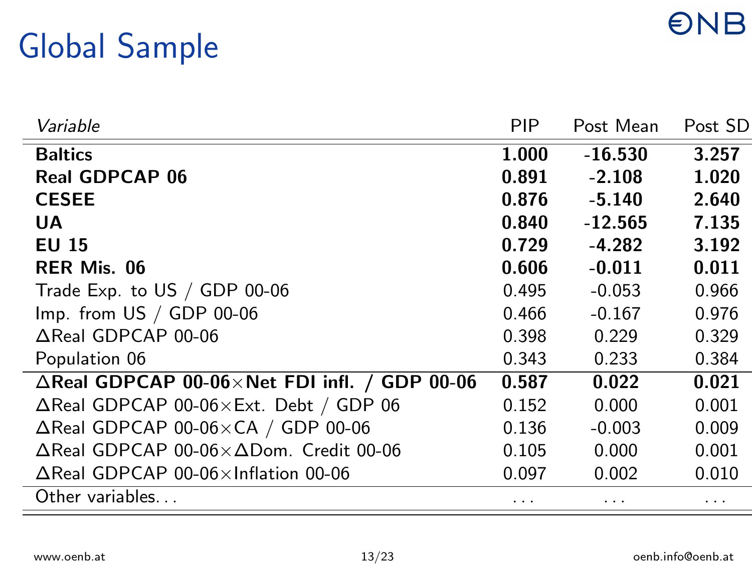# Global Sample

| *Variable* | PIP | Post Mean | Post SD |
|---|---|---|---|
| **Baltics** | **1.000** | **-16.530** | **3.257** |
| **Real GDPCAP 06** | **0.891** | **-2.108** | **1.020** |
| **CESEE** | **0.876** | **-5.140** | **2.640** |
| **UA** | **0.840** | **-12.565** | **7.135** |
| **EU 15** | **0.729** | **-4.282** | **3.192** |
| **RER Mis. 06** | **0.606** | **-0.011** | **0.011** |
| Trade Exp. to US / GDP 00-06 | 0.495 | -0.053 | 0.966 |
| Imp. from US / GDP 00-06 | 0.466 | -0.167 | 0.976 |
| ΔReal GDPCAP 00-06 | 0.398 | 0.229 | 0.329 |
| Population 06 | 0.343 | 0.233 | 0.384 |
| **ΔReal GDPCAP 00-06×Net FDI infl. / GDP 00-06** | **0.587** | **0.022** | **0.021** |
| ΔReal GDPCAP 00-06×Ext. Debt / GDP 06 | 0.152 | 0.000 | 0.001 |
| ΔReal GDPCAP 00-06×CA / GDP 00-06 | 0.136 | -0.003 | 0.009 |
| ΔReal GDPCAP 00-06×ΔDom. Credit 00-06 | 0.105 | 0.000 | 0.001 |
| ΔReal GDPCAP 00-06×Inflation 00-06 | 0.097 | 0.002 | 0.010 |
| Other variables... | ... | ... | ... |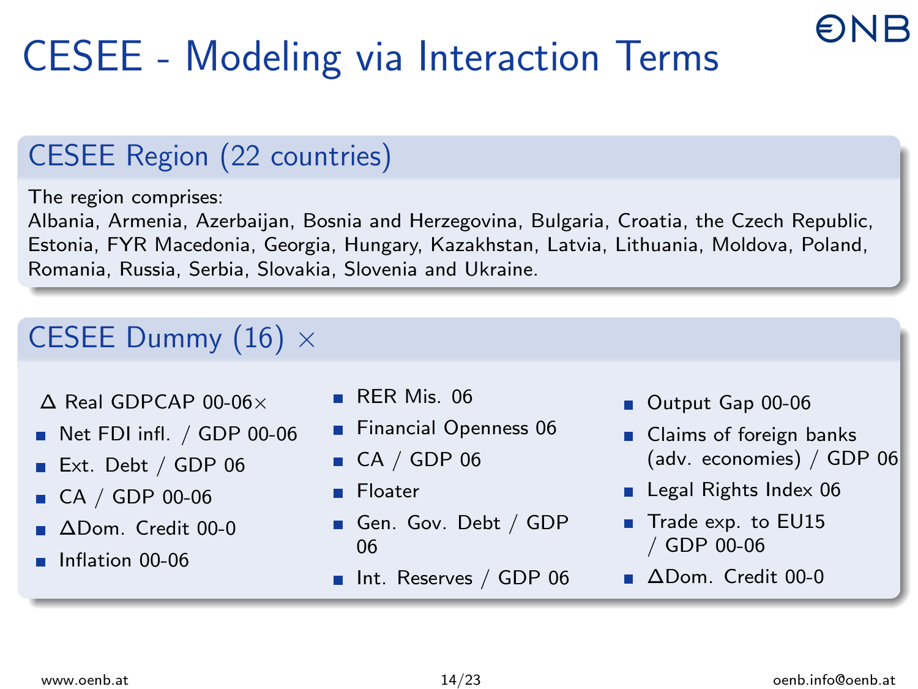# CESEE - Modeling via Interaction Terms

## CESEE Region (22 countries)

The region comprises:
Albania, Armenia, Azerbaijan, Bosnia and Herzegovina, Bulgaria, Croatia, the Czech Republic, Estonia, FYR Macedonia, Georgia, Hungary, Kazakhstan, Latvia, Lithuania, Moldova, Poland, Romania, Russia, Serbia, Slovakia, Slovenia and Ukraine.

## CESEE Dummy (16) $\times$

$\Delta$ Real GDPCAP 00-06$\times$

- Net FDI infl. / GDP 00-06
- Ext. Debt / GDP 06
- CA / GDP 00-06
- $\Delta$Dom. Credit 00-0
- Inflation 00-06
- RER Mis. 06
- Financial Openness 06
- CA / GDP 06
- Floater
- Gen. Gov. Debt / GDP 06
- Int. Reserves / GDP 06
- Output Gap 00-06
- Claims of foreign banks (adv. economies) / GDP 06
- Legal Rights Index 06
- Trade exp. to EU15 / GDP 00-06
- $\Delta$Dom. Credit 00-0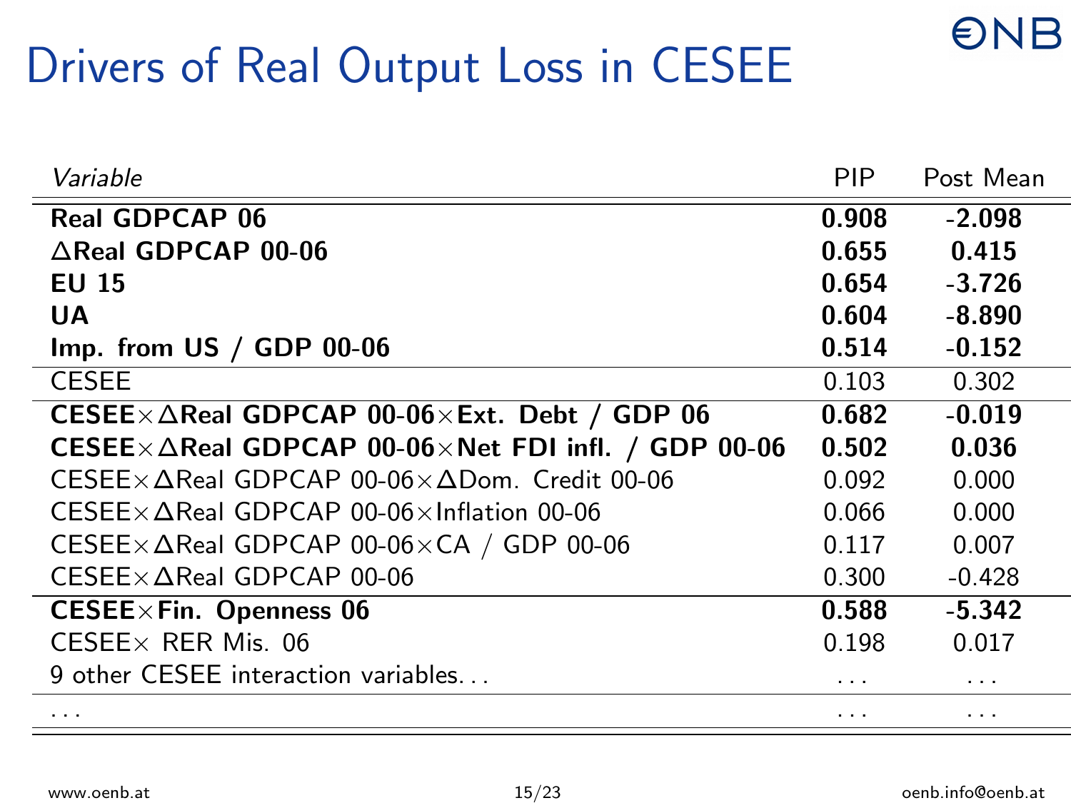# Drivers of Real Output Loss in CESEE

| *Variable* | PIP | Post Mean |
|---|---|---|
| **Real GDPCAP 06** | **0.908** | **-2.098** |
| **ΔReal GDPCAP 00-06** | **0.655** | **0.415** |
| **EU 15** | **0.654** | **-3.726** |
| **UA** | **0.604** | **-8.890** |
| **Imp. from US / GDP 00-06** | **0.514** | **-0.152** |
| CESEE | 0.103 | 0.302 |
| **CESEE×ΔReal GDPCAP 00-06×Ext. Debt / GDP 06** | **0.682** | **-0.019** |
| **CESEE×ΔReal GDPCAP 00-06×Net FDI infl. / GDP 00-06** | **0.502** | **0.036** |
| CESEE×ΔReal GDPCAP 00-06×ΔDom. Credit 00-06 | 0.092 | 0.000 |
| CESEE×ΔReal GDPCAP 00-06×Inflation 00-06 | 0.066 | 0.000 |
| CESEE×ΔReal GDPCAP 00-06×CA / GDP 00-06 | 0.117 | 0.007 |
| CESEE×ΔReal GDPCAP 00-06 | 0.300 | -0.428 |
| **CESEE×Fin. Openness 06** | **0.588** | **-5.342** |
| CESEE× RER Mis. 06 | 0.198 | 0.017 |
| 9 other CESEE interaction variables... | ... | ... |
| ... | ... | ... |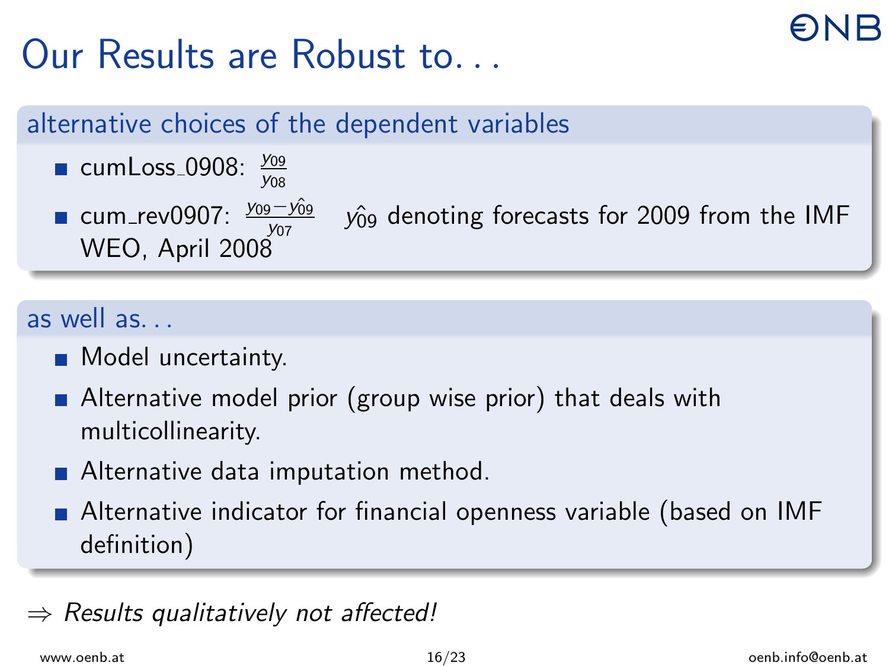# Our Results are Robust to...

## alternative choices of the dependent variables

- cumLoss_0908: $\frac{y_{09}}{y_{08}}$
- cum_rev0907: $\frac{y_{09} - \hat{y_{09}}}{y_{07}}$ $\hat{y_{09}}$ denoting forecasts for 2009 from the IMF WEO, April 2008

## as well as...

- Model uncertainty.
- Alternative model prior (group wise prior) that deals with multicollinearity.
- Alternative data imputation method.
- Alternative indicator for financial openness variable (based on IMF definition)

$\Rightarrow$ *Results qualitatively not affected!*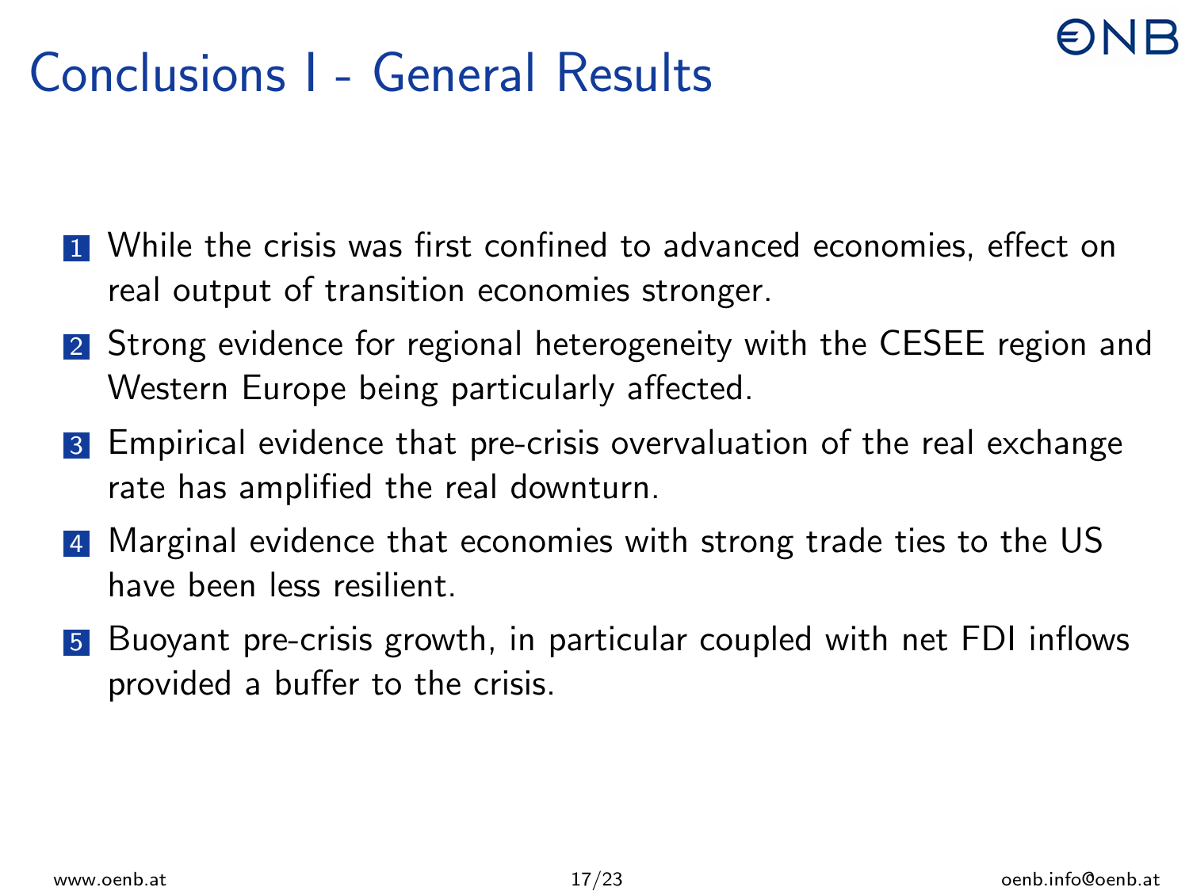# Conclusions I - General Results

1. While the crisis was first confined to advanced economies, effect on real output of transition economies stronger.
2. Strong evidence for regional heterogeneity with the CESEE region and Western Europe being particularly affected.
3. Empirical evidence that pre-crisis overvaluation of the real exchange rate has amplified the real downturn.
4. Marginal evidence that economies with strong trade ties to the US have been less resilient.
5. Buoyant pre-crisis growth, in particular coupled with net FDI inflows provided a buffer to the crisis.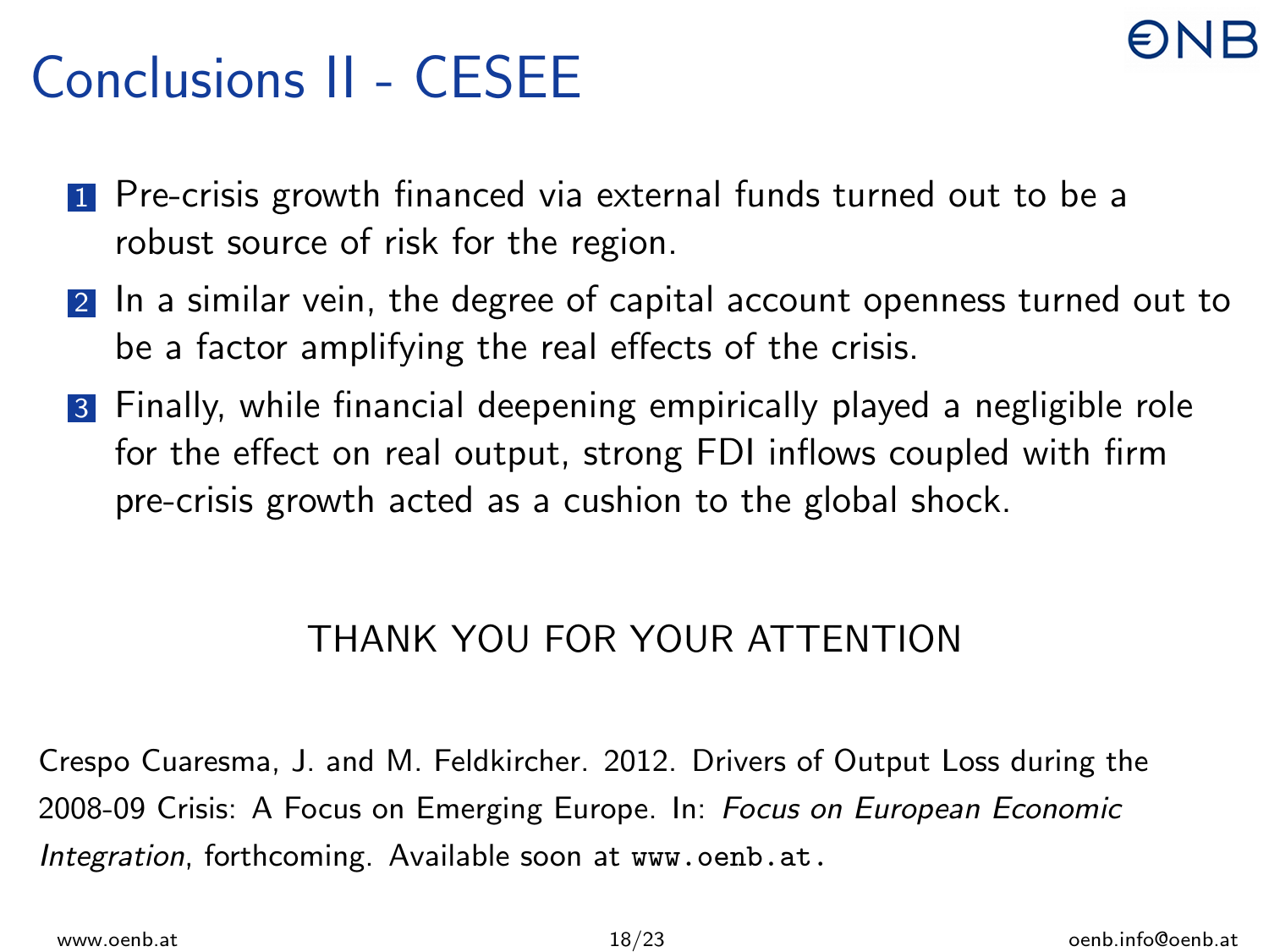# Conclusions II - CESEE

1. Pre-crisis growth financed via external funds turned out to be a robust source of risk for the region.
2. In a similar vein, the degree of capital account openness turned out to be a factor amplifying the real effects of the crisis.
3. Finally, while financial deepening empirically played a negligible role for the effect on real output, strong FDI inflows coupled with firm pre-crisis growth acted as a cushion to the global shock.

THANK YOU FOR YOUR ATTENTION

Crespo Cuaresma, J. and M. Feldkircher. 2012. Drivers of Output Loss during the 2008-09 Crisis: A Focus on Emerging Europe. In: *Focus on European Economic Integration*, forthcoming. Available soon at `www.oenb.at`.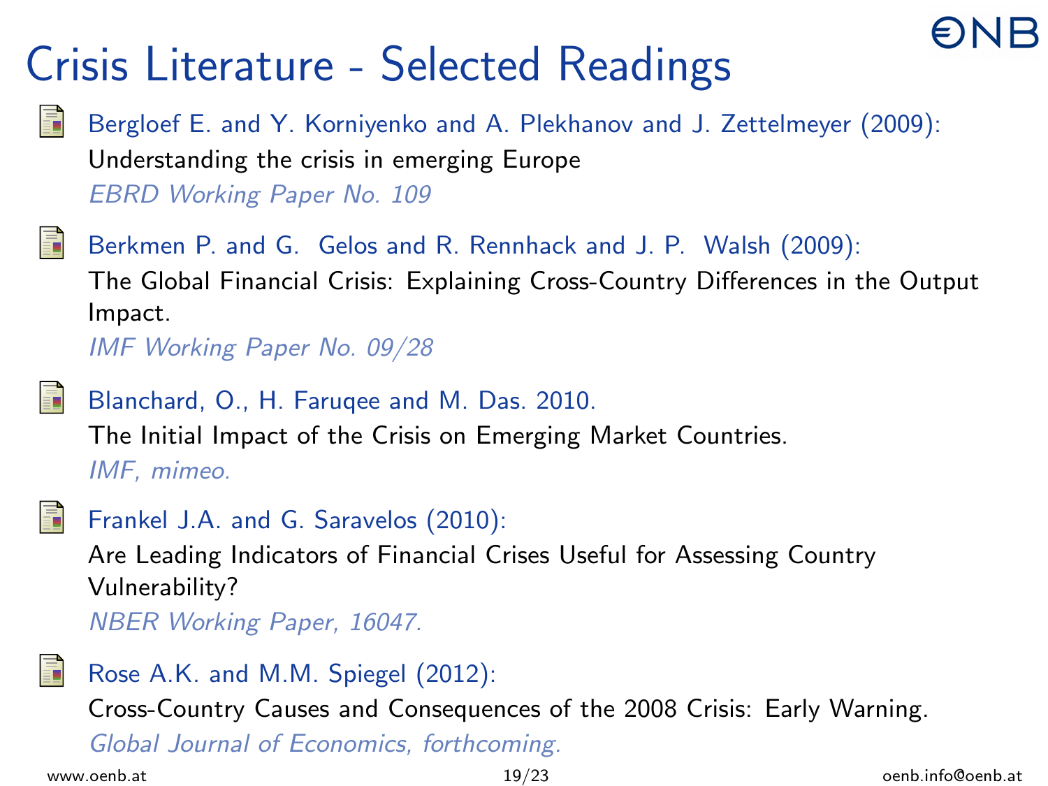# Crisis Literature - Selected Readings

- Bergloef E. and Y. Korniyenko and A. Plekhanov and J. Zettelmeyer (2009):
  Understanding the crisis in emerging Europe
  *EBRD Working Paper No. 109*

- Berkmen P. and G. Gelos and R. Rennhack and J. P. Walsh (2009):
  The Global Financial Crisis: Explaining Cross-Country Differences in the Output Impact.
  *IMF Working Paper No. 09/28*

- Blanchard, O., H. Faruqee and M. Das. 2010.
  The Initial Impact of the Crisis on Emerging Market Countries.
  *IMF, mimeo.*

- Frankel J.A. and G. Saravelos (2010):
  Are Leading Indicators of Financial Crises Useful for Assessing Country Vulnerability?
  *NBER Working Paper, 16047.*

- Rose A.K. and M.M. Spiegel (2012):
  Cross-Country Causes and Consequences of the 2008 Crisis: Early Warning.
  *Global Journal of Economics, forthcoming.*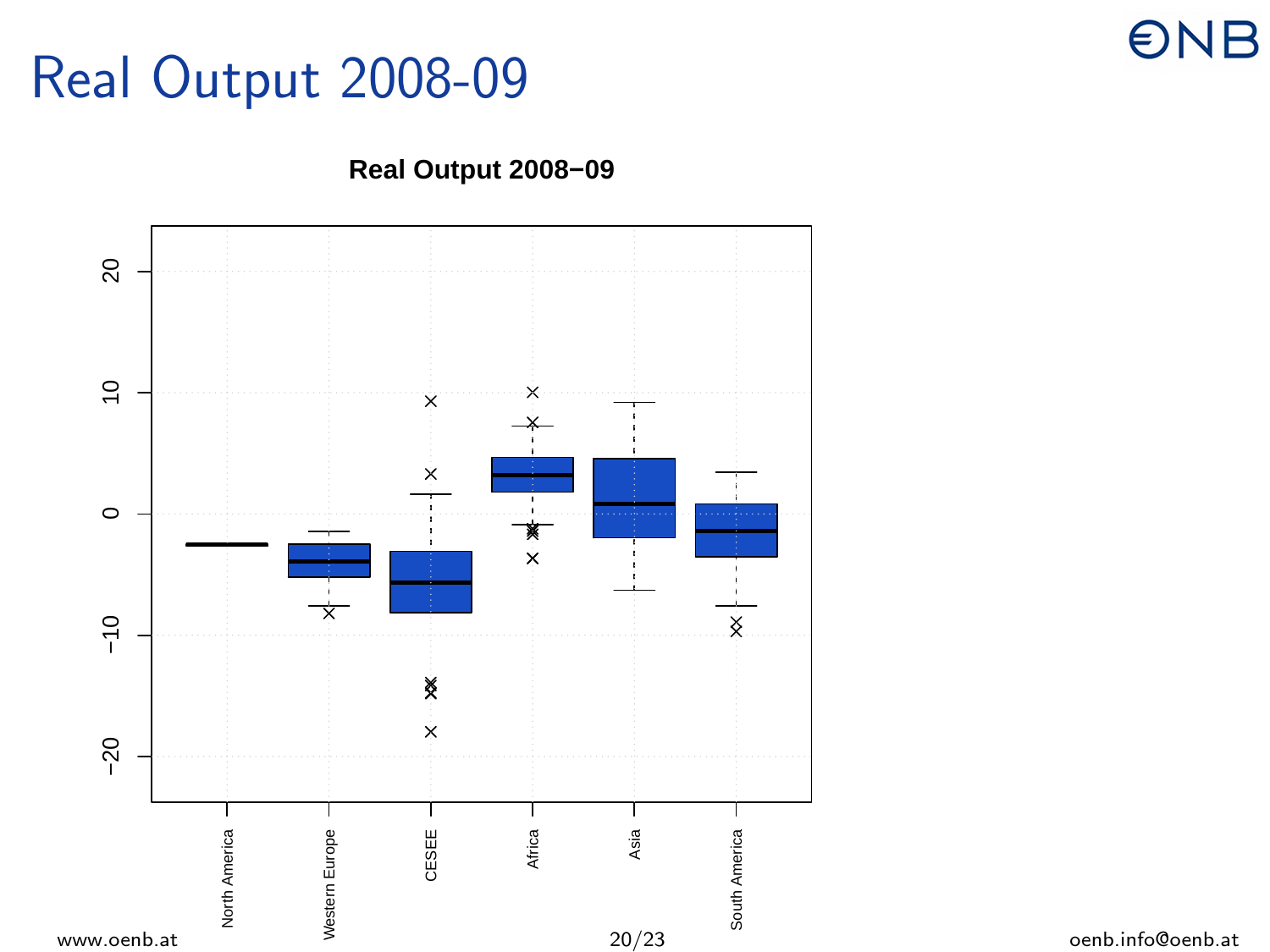# Real Output 2008-09

**Real Output 2008−09**

North America, Western Europe, CESEE, Africa, Asia, South America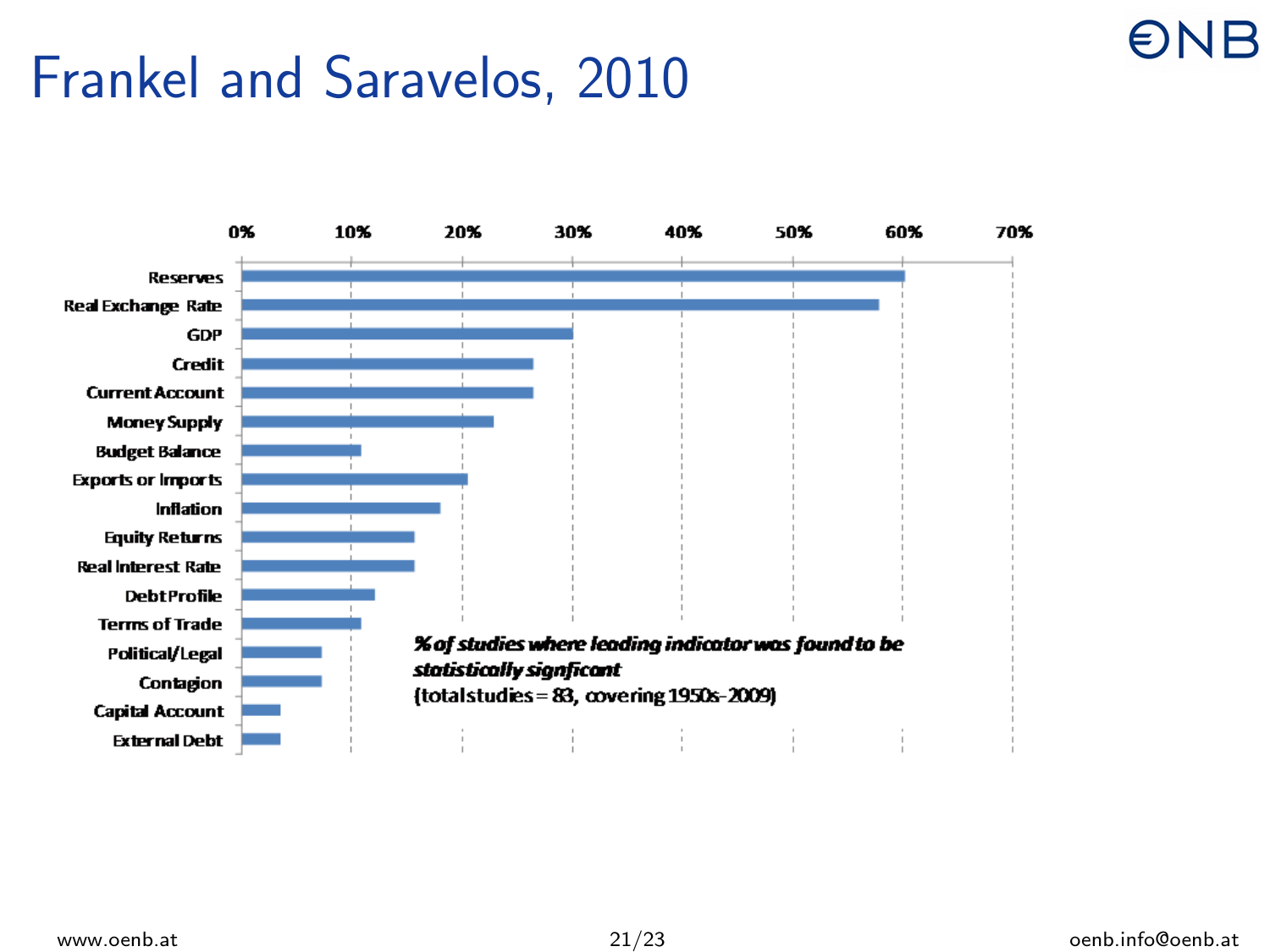# Frankel and Saravelos, 2010

| Indicator | % of studies |
| --- | --- |
| Reserves | ~60% |
| Real Exchange Rate | ~58% |
| GDP | ~30% |
| Credit | ~26% |
| Current Account | ~26% |
| Money Supply | ~23% |
| Budget Balance | ~11% |
| Exports or Imports | ~20% |
| Inflation | ~18% |
| Equity Returns | ~16% |
| Real Interest Rate | ~16% |
| Debt Profile | ~12% |
| Terms of Trade | ~11% |
| Political/Legal | ~7% |
| Contagion | ~7% |
| Capital Account | ~4% |
| External Debt | ~4% |

***% of studies where leading indicator was found to be statistically signficant***
(total studies = 83, covering 1950s-2009)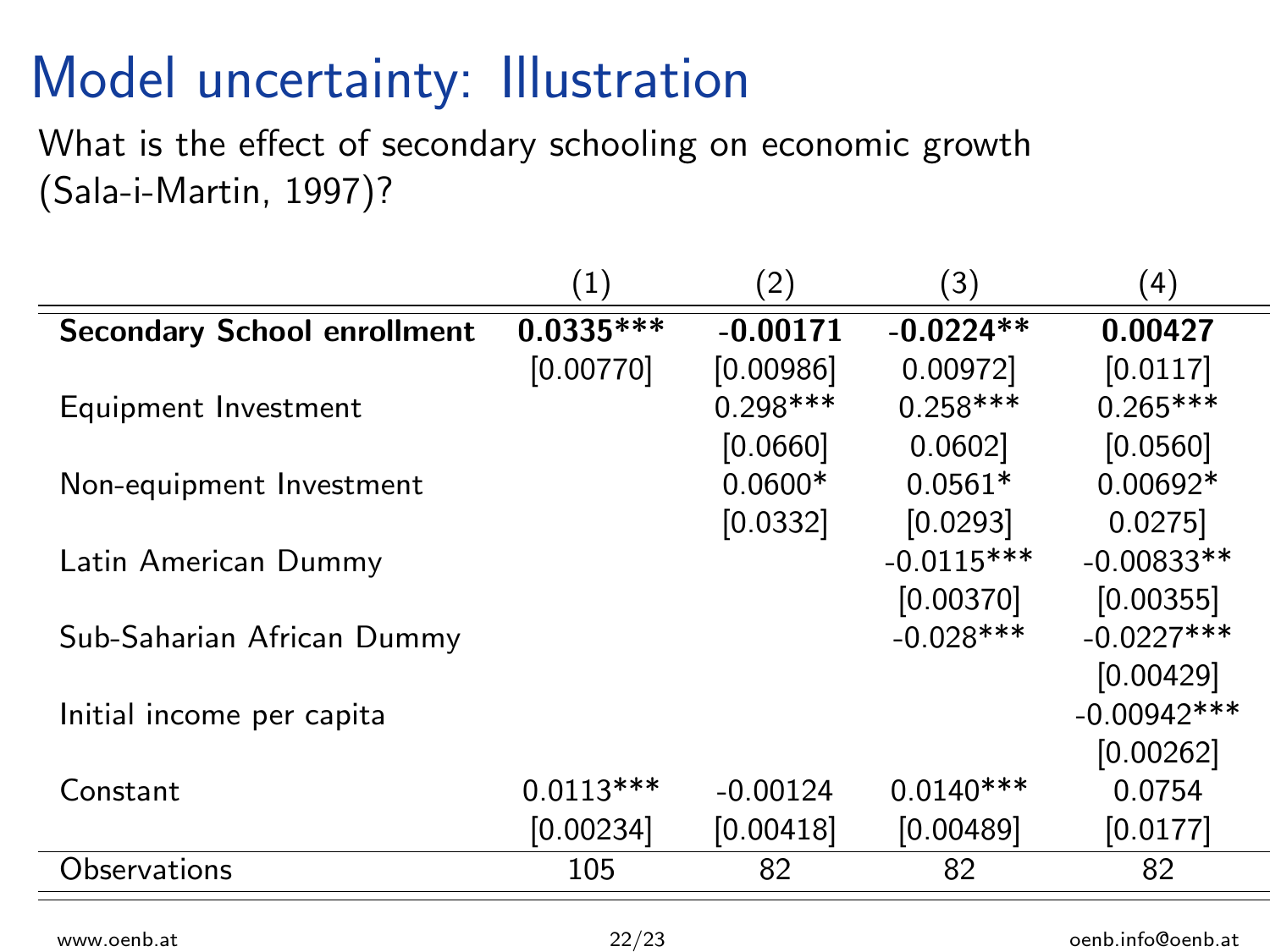# Model uncertainty: Illustration

What is the effect of secondary schooling on economic growth (Sala-i-Martin, 1997)?

| | (1) | (2) | (3) | (4) |
|---|---|---|---|---|
| **Secondary School enrollment** | **0.0335*** ** | **-0.00171** | **-0.0224** ** | **0.00427** |
| | [0.00770] | [0.00986] | 0.00972] | [0.0117] |
| Equipment Investment | | 0.298*** | 0.258*** | 0.265*** |
| | | [0.0660] | 0.0602] | [0.0560] |
| Non-equipment Investment | | 0.0600* | 0.0561* | 0.00692* |
| | | [0.0332] | [0.0293] | 0.0275] |
| Latin American Dummy | | | -0.0115*** | -0.00833** |
| | | | [0.00370] | [0.00355] |
| Sub-Saharian African Dummy | | | -0.028*** | -0.0227*** |
| | | | | [0.00429] |
| Initial income per capita | | | | -0.00942*** |
| | | | | [0.00262] |
| Constant | 0.0113*** | -0.00124 | 0.0140*** | 0.0754 |
| | [0.00234] | [0.00418] | [0.00489] | [0.0177] |
| Observations | 105 | 82 | 82 | 82 |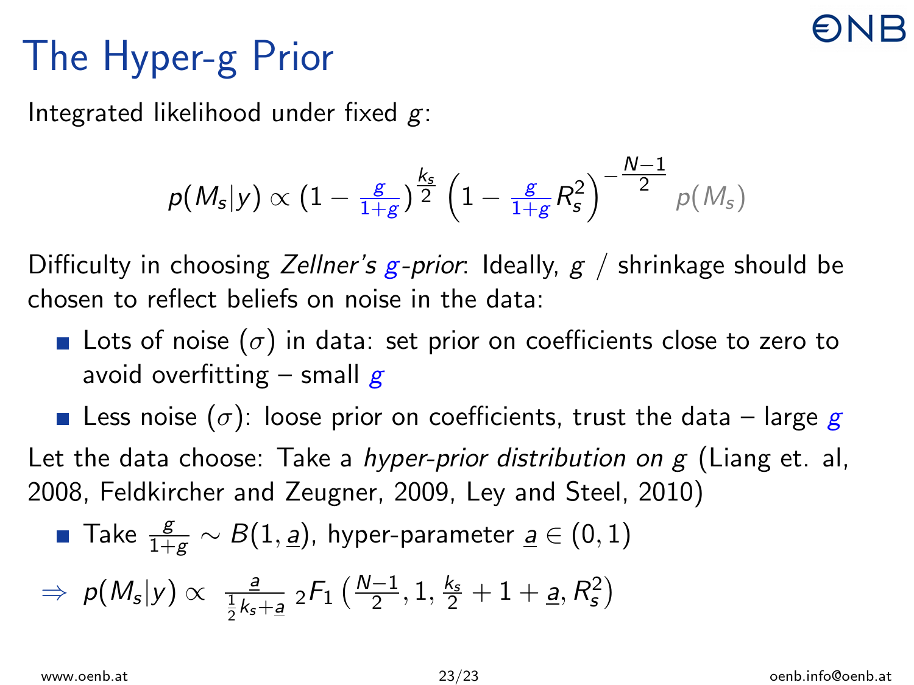# The Hyper-g Prior

Integrated likelihood under fixed $g$:

$$p(M_s|y) \propto (1 - \tfrac{g}{1+g})^{\frac{k_s}{2}} \left(1 - \tfrac{g}{1+g} R_s^2\right)^{-\frac{N-1}{2}} \; p(M_s)$$

Difficulty in choosing *Zellner's g-prior*: Ideally, $g$ / shrinkage should be chosen to reflect beliefs on noise in the data:

- Lots of noise ($\sigma$) in data: set prior on coefficients close to zero to avoid overfitting – small $g$
- Less noise ($\sigma$): loose prior on coefficients, trust the data – large $g$

Let the data choose: Take a *hyper-prior distribution on* $g$ (Liang et. al, 2008, Feldkircher and Zeugner, 2009, Ley and Steel, 2010)

- Take $\frac{g}{1+g} \sim B(1, \underline{a})$, hyper-parameter $\underline{a} \in (0, 1)$

$$\Rightarrow \; p(M_s|y) \propto \frac{\underline{a}}{\frac{1}{2}k_s + \underline{a}} \; {}_2F_1\left(\frac{N-1}{2}, 1, \frac{k_s}{2} + 1 + \underline{a}, R_s^2\right)$$